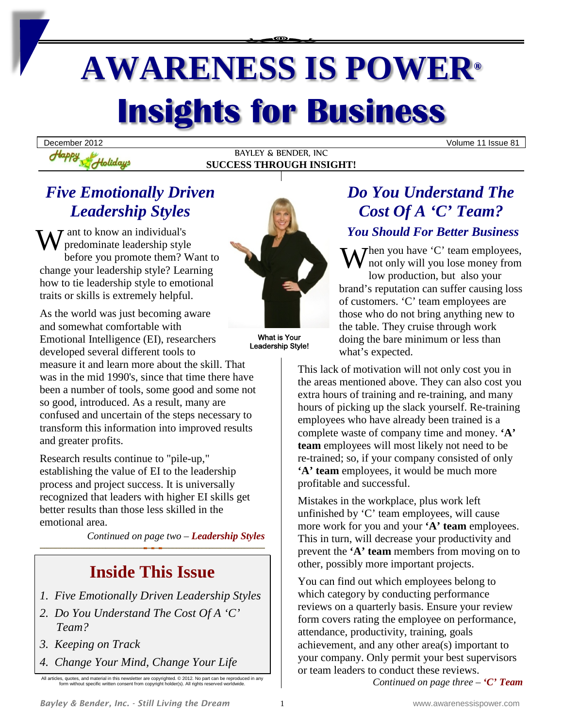# AWARENESS IS POWER®

# Insights for Business

December 2012 | Volume 11 Issue 81

Happy Holidays

BAYLEY & BENDER, INC

**SUCCESS THROUGH INSIGHT!**

## *Five Emotionally Driven Leadership Styles*

Want to know an individual's predominate leadership style before you promote them? Want to change your leadership style? Learning how to tie leadership style to emotional traits or skills is extremely helpful.

As the world was just becoming aware and somewhat comfortable with Emotional Intelligence (EI), researchers developed several different tools to measure it and learn more about the skill. That was in the mid 1990's, since that time there have been a number of tools, some good and some not so good, introduced. As a result, many are confused and uncertain of the steps necessary to transform this information into improved results and greater profits.

Research results continue to "pile-up," establishing the value of EI to the leadership process and project success. It is universally recognized that leaders with higher EI skills get better results than those less skilled in the emotional area.

*Continued on page two –* ***Leadership Styles***

What is Your Leadership Style!

## Inside This Issue

1. *Five Emotionally Driven Leadership Styles*
2. *Do You Understand The Cost Of A 'C' Team?*
3. *Keeping on Track*
4. *Change Your Mind, Change Your Life*

All articles, quotes, and material in this newsletter are copyrighted. © 2012. No part can be reproduced in any form without specific written consent from copyright holder(s). All rights reserved worldwide.

## *Do You Understand The Cost Of A 'C' Team?*

### *You Should For Better Business*

When you have 'C' team employees, not only will you lose money from low production, but also your brand's reputation can suffer causing loss of customers. 'C' team employees are those who do not bring anything new to the table. They cruise through work doing the bare minimum or less than what's expected.

This lack of motivation will not only cost you in the areas mentioned above. They can also cost you extra hours of training and re-training, and many hours of picking up the slack yourself. Re-training employees who have already been trained is a complete waste of company time and money. **'A' team** employees will most likely not need to be re-trained; so, if your company consisted of only **'A' team** employees, it would be much more profitable and successful.

Mistakes in the workplace, plus work left unfinished by 'C' team employees, will cause more work for you and your **'A' team** employees. This in turn, will decrease your productivity and prevent the **'A' team** members from moving on to other, possibly more important projects.

You can find out which employees belong to which category by conducting performance reviews on a quarterly basis. Ensure your review form covers rating the employee on performance, attendance, productivity, training, goals achievement, and any other area(s) important to your company. Only permit your best supervisors or team leaders to conduct these reviews.

*Continued on page three –* ***'C' Team***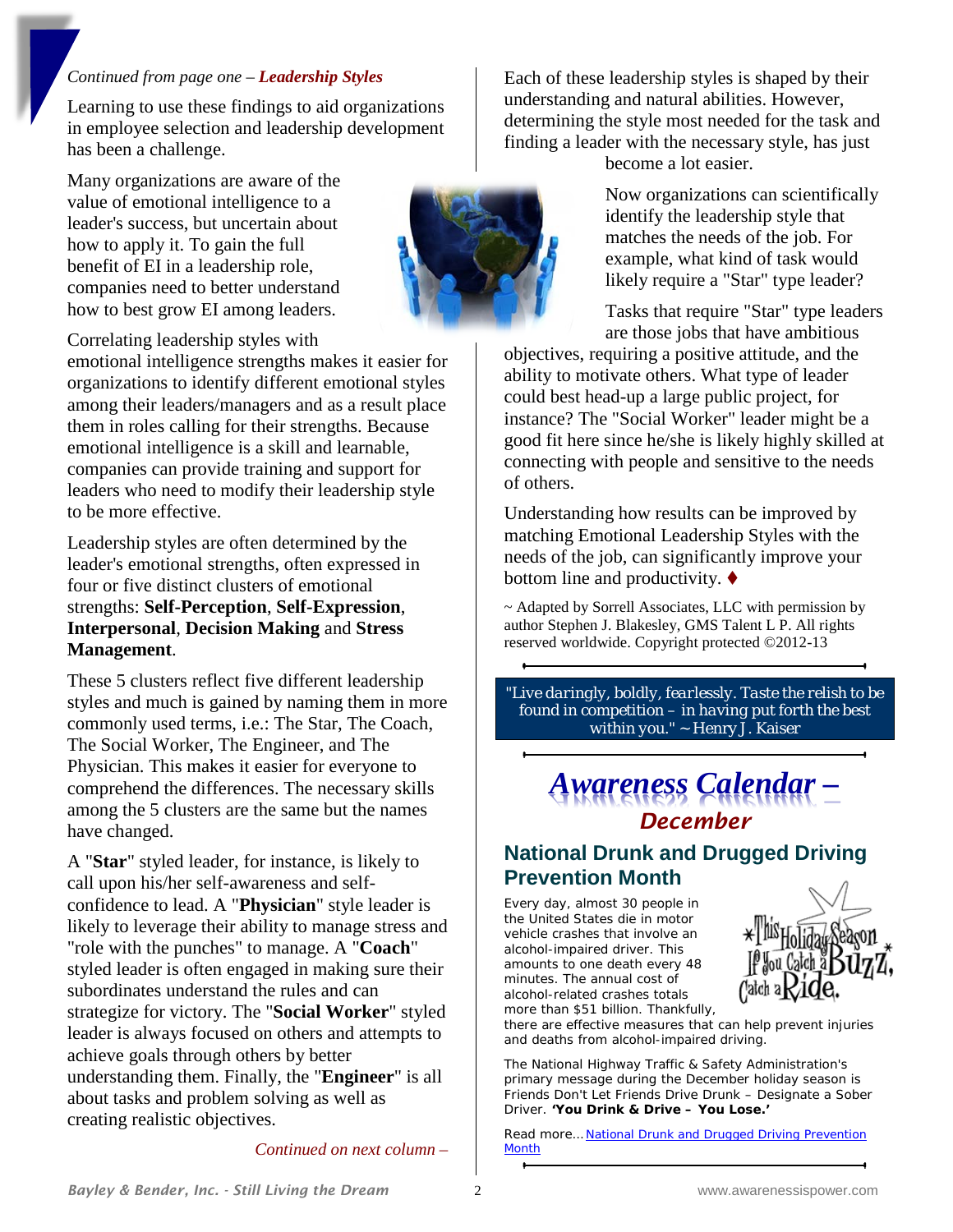*Continued from page one – **Leadership Styles***

Learning to use these findings to aid organizations in employee selection and leadership development has been a challenge.

Many organizations are aware of the value of emotional intelligence to a leader's success, but uncertain about how to apply it. To gain the full benefit of EI in a leadership role, companies need to better understand how to best grow EI among leaders.

Correlating leadership styles with emotional intelligence strengths makes it easier for organizations to identify different emotional styles among their leaders/managers and as a result place them in roles calling for their strengths. Because emotional intelligence is a skill and learnable, companies can provide training and support for leaders who need to modify their leadership style to be more effective.

Leadership styles are often determined by the leader's emotional strengths, often expressed in four or five distinct clusters of emotional strengths: **Self-Perception**, **Self-Expression**, **Interpersonal**, **Decision Making** and **Stress Management**.

These 5 clusters reflect five different leadership styles and much is gained by naming them in more commonly used terms, i.e.: The Star, The Coach, The Social Worker, The Engineer, and The Physician. This makes it easier for everyone to comprehend the differences. The necessary skills among the 5 clusters are the same but the names have changed.

A "**Star**" styled leader, for instance, is likely to call upon his/her self-awareness and self-confidence to lead. A "**Physician**" style leader is likely to leverage their ability to manage stress and "role with the punches" to manage. A "**Coach**" styled leader is often engaged in making sure their subordinates understand the rules and can strategize for victory. The "**Social Worker**" styled leader is always focused on others and attempts to achieve goals through others by better understanding them. Finally, the "**Engineer**" is all about tasks and problem solving as well as creating realistic objectives.

*Continued on next column –*

Each of these leadership styles is shaped by their understanding and natural abilities. However, determining the style most needed for the task and finding a leader with the necessary style, has just become a lot easier.

Now organizations can scientifically identify the leadership style that matches the needs of the job. For example, what kind of task would likely require a "Star" type leader?

Tasks that require "Star" type leaders are those jobs that have ambitious objectives, requiring a positive attitude, and the ability to motivate others. What type of leader could best head-up a large public project, for instance? The "Social Worker" leader might be a good fit here since he/she is likely highly skilled at connecting with people and sensitive to the needs of others.

Understanding how results can be improved by matching Emotional Leadership Styles with the needs of the job, can significantly improve your bottom line and productivity. ♦

~ Adapted by Sorrell Associates, LLC with permission by author Stephen J. Blakesley, GMS Talent L P. All rights reserved worldwide. Copyright protected ©2012-13

> *"Live daringly, boldly, fearlessly. Taste the relish to be found in competition – in having put forth the best within you." ~ Henry J. Kaiser*

## Awareness Calendar – *December*

### National Drunk and Drugged Driving Prevention Month

Every day, almost 30 people in the United States die in motor vehicle crashes that involve an alcohol-impaired driver. This amounts to one death every 48 minutes. The annual cost of alcohol-related crashes totals more than $51 billion. Thankfully, there are effective measures that can help prevent injuries and deaths from alcohol-impaired driving.

The National Highway Traffic & Safety Administration's primary message during the December holiday season is Friends Don't Let Friends Drive Drunk – Designate a Sober Driver. **'You Drink & Drive – You Lose.'**

Read more... [National Drunk and Drugged Driving Prevention Month]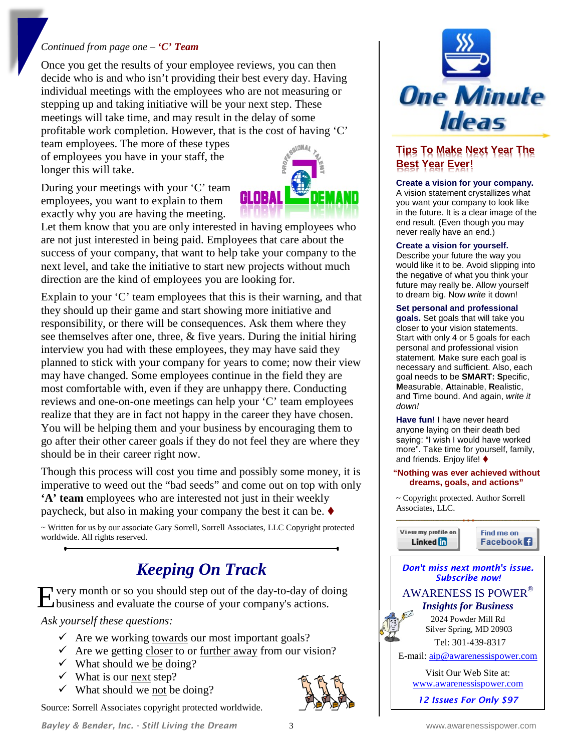*Continued from page one – **'C' Team***

Once you get the results of your employee reviews, you can then decide who is and who isn't providing their best every day. Having individual meetings with the employees who are not measuring or stepping up and taking initiative will be your next step. These meetings will take time, and may result in the delay of some profitable work completion. However, that is the cost of having 'C' team employees. The more of these types of employees you have in your staff, the longer this will take.

During your meetings with your 'C' team employees, you want to explain to them exactly why you are having the meeting. Let them know that you are only interested in having employees who are not just interested in being paid. Employees that care about the success of your company, that want to help take your company to the next level, and take the initiative to start new projects without much direction are the kind of employees you are looking for.

Explain to your 'C' team employees that this is their warning, and that they should up their game and start showing more initiative and responsibility, or there will be consequences. Ask them where they see themselves after one, three, & five years. During the initial hiring interview you had with these employees, they may have said they planned to stick with your company for years to come; now their view may have changed. Some employees continue in the field they are most comfortable with, even if they are unhappy there. Conducting reviews and one-on-one meetings can help your 'C' team employees realize that they are in fact not happy in the career they have chosen. You will be helping them and your business by encouraging them to go after their other career goals if they do not feel they are where they should be in their career right now.

Though this process will cost you time and possibly some money, it is imperative to weed out the "bad seeds" and come out on top with only **'A' team** employees who are interested not just in their weekly paycheck, but also in making your company the best it can be. ♦

~ Written for us by our associate Gary Sorrell, Sorrell Associates, LLC Copyright protected worldwide. All rights reserved.

## *Keeping On Track*

Every month or so you should step out of the day-to-day of doing business and evaluate the course of your company's actions.

*Ask yourself these questions:*

- ✓ Are we working towards our most important goals?
- ✓ Are we getting closer to or further away from our vision?
- ✓ What should we be doing?
- ✓ What is our next step?
- ✓ What should we not be doing?

Source: Sorrell Associates copyright protected worldwide.

# One Minute Ideas

## Tips To Make Next Year The Best Year Ever!

**Create a vision for your company.** A vision statement crystallizes what you want your company to look like in the future. It is a clear image of the end result. (Even though you may never really have an end.)

**Create a vision for yourself.** Describe your future the way you would like it to be. Avoid slipping into the negative of what you think your future may really be. Allow yourself to dream big. Now *write* it down!

**Set personal and professional goals.** Set goals that will take you closer to your vision statements. Start with only 4 or 5 goals for each personal and professional vision statement. Make sure each goal is necessary and sufficient. Also, each goal needs to be **SMART: S**pecific, **M**easurable, **A**ttainable, **R**ealistic, and **T**ime bound. And again, *write it down!*

**Have fun!** I have never heard anyone laying on their death bed saying: "I wish I would have worked more". Take time for yourself, family, and friends. Enjoy life! ♦

**"Nothing was ever achieved without dreams, goals, and actions"**

~ Copyright protected. Author Sorrell Associates, LLC.

View my profile on LinkedIn | Find me on Facebook

***Don't miss next month's issue. Subscribe now!***

AWARENESS IS POWER®
***Insights for Business***
2024 Powder Mill Rd
Silver Spring, MD 20903
Tel: 301-439-8317
E-mail: aip@awarenessispower.com

Visit Our Web Site at:
www.awarenessispower.com

***12 Issues For Only $97***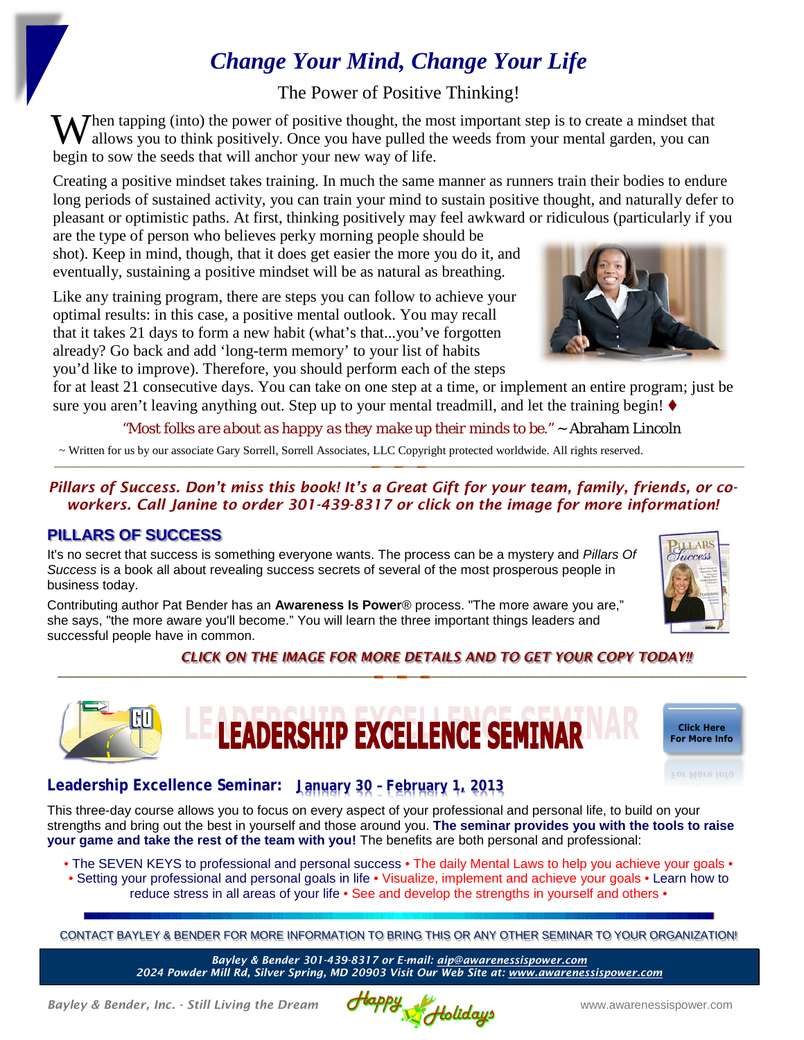# *Change Your Mind, Change Your Life*

The Power of Positive Thinking!

When tapping (into) the power of positive thought, the most important step is to create a mindset that allows you to think positively. Once you have pulled the weeds from your mental garden, you can begin to sow the seeds that will anchor your new way of life.

Creating a positive mindset takes training. In much the same manner as runners train their bodies to endure long periods of sustained activity, you can train your mind to sustain positive thought, and naturally defer to pleasant or optimistic paths. At first, thinking positively may feel awkward or ridiculous (particularly if you are the type of person who believes perky morning people should be shot). Keep in mind, though, that it does get easier the more you do it, and eventually, sustaining a positive mindset will be as natural as breathing.

Like any training program, there are steps you can follow to achieve your optimal results: in this case, a positive mental outlook. You may recall that it takes 21 days to form a new habit (what's that...you've forgotten already? Go back and add 'long-term memory' to your list of habits you'd like to improve). Therefore, you should perform each of the steps for at least 21 consecutive days. You can take on one step at a time, or implement an entire program; just be sure you aren't leaving anything out. Step up to your mental treadmill, and let the training begin! ♦

*"Most folks are about as happy as they make up their minds to be."* ~ Abraham Lincoln

~ Written for us by our associate Gary Sorrell, Sorrell Associates, LLC Copyright protected worldwide. All rights reserved.

---

***Pillars of Success. Don't miss this book! It's a Great Gift for your team, family, friends, or co-workers. Call Janine to order 301-439-8317 or click on the image for more information!***

## PILLARS OF SUCCESS

It's no secret that success is something everyone wants. The process can be a mystery and *Pillars Of Success* is a book all about revealing success secrets of several of the most prosperous people in business today.

Contributing author Pat Bender has an **Awareness Is Power**® process. "The more aware you are," she says, "the more aware you'll become." You will learn the three important things leaders and successful people have in common.

***CLICK ON THE IMAGE FOR MORE DETAILS AND TO GET YOUR COPY TODAY!!***

---

## LEADERSHIP EXCELLENCE SEMINAR

Click Here For More Info

### Leadership Excellence Seminar: January 30 – February 1, 2013

This three-day course allows you to focus on every aspect of your professional and personal life, to build on your strengths and bring out the best in yourself and those around you. **The seminar provides you with the tools to raise your game and take the rest of the team with you!** The benefits are both personal and professional:

• The SEVEN KEYS to professional and personal success • The daily Mental Laws to help you achieve your goals • Setting your professional and personal goals in life • Visualize, implement and achieve your goals • Learn how to reduce stress in all areas of your life • See and develop the strengths in yourself and others •

CONTACT BAYLEY & BENDER FOR MORE INFORMATION TO BRING THIS OR ANY OTHER SEMINAR TO YOUR ORGANIZATION!

*Bayley & Bender 301-439-8317 or E-mail: aip@awarenessispower.com*
*2024 Powder Mill Rd, Silver Spring, MD 20903 Visit Our Web Site at: www.awarenessispower.com*

*Bayley & Bender, Inc. - Still Living the Dream* — Happy Holidays — www.awarenessispower.com